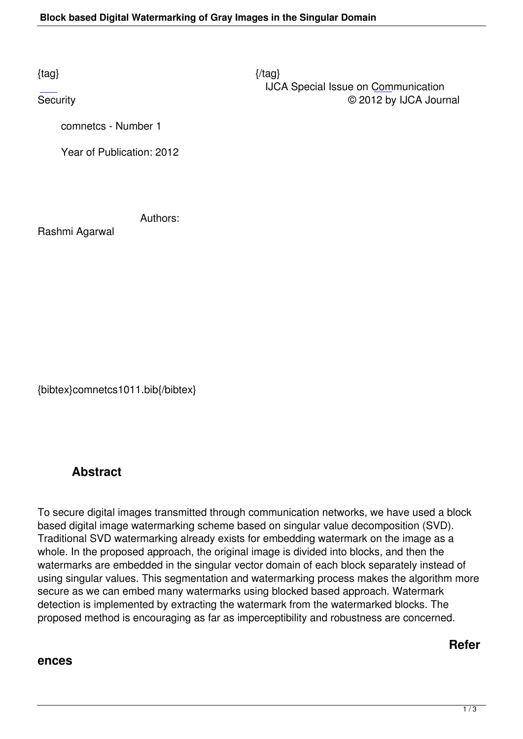{tag} {/tag}

IJCA Special Issue on Communication Security © 2012 by IJCA Journal

comnetcs - Number 1

Year of Publication: 2012

Authors:

Rashmi Agarwal

{bibtex}comnetcs1011.bib{/bibtex}

## Abstract

To secure digital images transmitted through communication networks, we have used a block based digital image watermarking scheme based on singular value decomposition (SVD). Traditional SVD watermarking already exists for embedding watermark on the image as a whole. In the proposed approach, the original image is divided into blocks, and then the watermarks are embedded in the singular vector domain of each block separately instead of using singular values. This segmentation and watermarking process makes the algorithm more secure as we can embed many watermarks using blocked based approach. Watermark detection is implemented by extracting the watermark from the watermarked blocks. The proposed method is encouraging as far as imperceptibility and robustness are concerned.

## References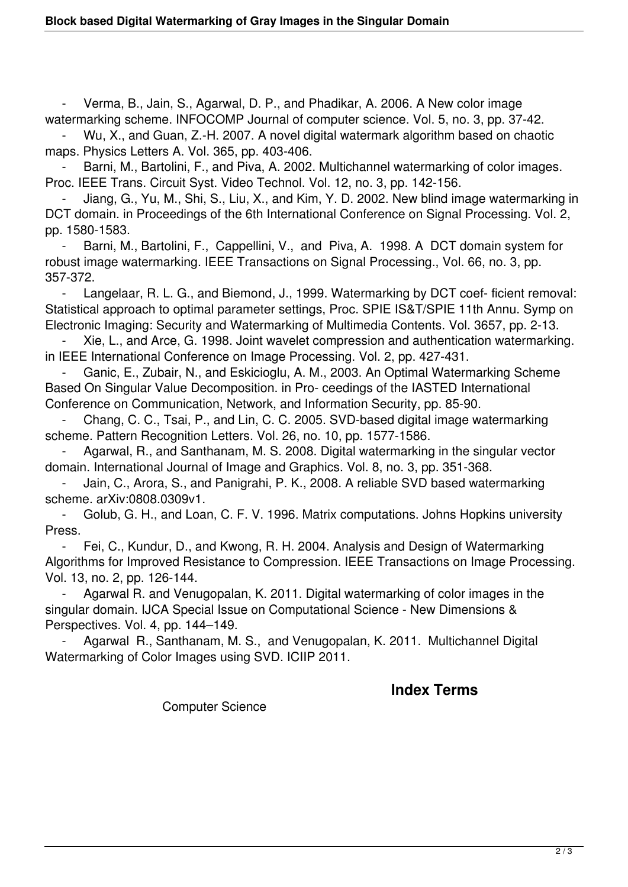- Verma, B., Jain, S., Agarwal, D. P., and Phadikar, A. 2006. A New color image watermarking scheme. INFOCOMP Journal of computer science. Vol. 5, no. 3, pp. 37-42.
- Wu, X., and Guan, Z.-H. 2007. A novel digital watermark algorithm based on chaotic maps. Physics Letters A. Vol. 365, pp. 403-406.
- Barni, M., Bartolini, F., and Piva, A. 2002. Multichannel watermarking of color images. Proc. IEEE Trans. Circuit Syst. Video Technol. Vol. 12, no. 3, pp. 142-156.
- Jiang, G., Yu, M., Shi, S., Liu, X., and Kim, Y. D. 2002. New blind image watermarking in DCT domain. in Proceedings of the 6th International Conference on Signal Processing. Vol. 2, pp. 1580-1583.
- Barni, M., Bartolini, F., Cappellini, V., and Piva, A. 1998. A DCT domain system for robust image watermarking. IEEE Transactions on Signal Processing., Vol. 66, no. 3, pp. 357-372.
- Langelaar, R. L. G., and Biemond, J., 1999. Watermarking by DCT coef- ficient removal: Statistical approach to optimal parameter settings, Proc. SPIE IS&T/SPIE 11th Annu. Symp on Electronic Imaging: Security and Watermarking of Multimedia Contents. Vol. 3657, pp. 2-13.
- Xie, L., and Arce, G. 1998. Joint wavelet compression and authentication watermarking. in IEEE International Conference on Image Processing. Vol. 2, pp. 427-431.
- Ganic, E., Zubair, N., and Eskicioglu, A. M., 2003. An Optimal Watermarking Scheme Based On Singular Value Decomposition. in Pro- ceedings of the IASTED International Conference on Communication, Network, and Information Security, pp. 85-90.
- Chang, C. C., Tsai, P., and Lin, C. C. 2005. SVD-based digital image watermarking scheme. Pattern Recognition Letters. Vol. 26, no. 10, pp. 1577-1586.
- Agarwal, R., and Santhanam, M. S. 2008. Digital watermarking in the singular vector domain. International Journal of Image and Graphics. Vol. 8, no. 3, pp. 351-368.
- Jain, C., Arora, S., and Panigrahi, P. K., 2008. A reliable SVD based watermarking scheme. arXiv:0808.0309v1.
- Golub, G. H., and Loan, C. F. V. 1996. Matrix computations. Johns Hopkins university Press.
- Fei, C., Kundur, D., and Kwong, R. H. 2004. Analysis and Design of Watermarking Algorithms for Improved Resistance to Compression. IEEE Transactions on Image Processing. Vol. 13, no. 2, pp. 126-144.
- Agarwal R. and Venugopalan, K. 2011. Digital watermarking of color images in the singular domain. IJCA Special Issue on Computational Science - New Dimensions & Perspectives. Vol. 4, pp. 144–149.
- Agarwal R., Santhanam, M. S., and Venugopalan, K. 2011. Multichannel Digital Watermarking of Color Images using SVD. ICIIP 2011.

## Index Terms

Computer Science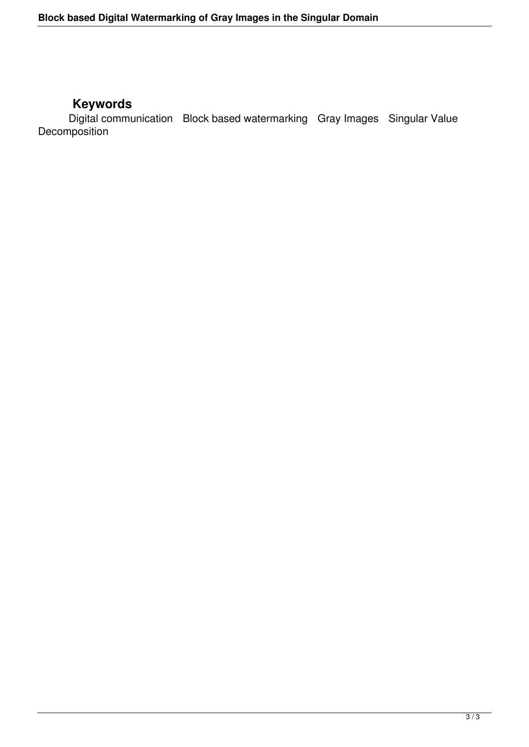## Keywords

Digital communication   Block based watermarking   Gray Images   Singular Value Decomposition